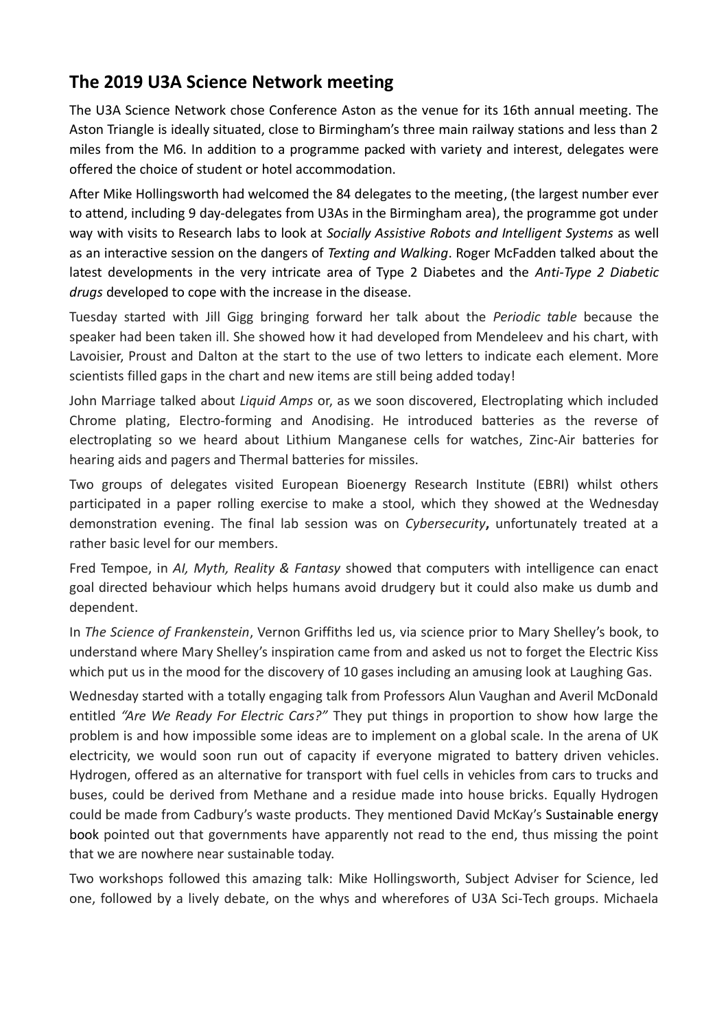## The 2019 U3A Science Network meeting

The U3A Science Network chose Conference Aston as the venue for its 16th annual meeting. The Aston Triangle is ideally situated, close to Birmingham's three main railway stations and less than 2 miles from the M6. In addition to a programme packed with variety and interest, delegates were offered the choice of student or hotel accommodation.

After Mike Hollingsworth had welcomed the 84 delegates to the meeting, (the largest number ever to attend, including 9 day-delegates from U3As in the Birmingham area), the programme got under way with visits to Research labs to look at *Socially Assistive Robots and Intelligent Systems* as well as an interactive session on the dangers of *Texting and Walking*. Roger McFadden talked about the latest developments in the very intricate area of Type 2 Diabetes and the *Anti-Type 2 Diabetic drugs* developed to cope with the increase in the disease.

Tuesday started with Jill Gigg bringing forward her talk about the *Periodic table* because the speaker had been taken ill. She showed how it had developed from Mendeleev and his chart, with Lavoisier, Proust and Dalton at the start to the use of two letters to indicate each element. More scientists filled gaps in the chart and new items are still being added today!

John Marriage talked about *Liquid Amps* or, as we soon discovered, Electroplating which included Chrome plating, Electro-forming and Anodising. He introduced batteries as the reverse of electroplating so we heard about Lithium Manganese cells for watches, Zinc-Air batteries for hearing aids and pagers and Thermal batteries for missiles.

Two groups of delegates visited European Bioenergy Research Institute (EBRI) whilst others participated in a paper rolling exercise to make a stool, which they showed at the Wednesday demonstration evening. The final lab session was on *Cybersecurity***,** unfortunately treated at a rather basic level for our members.

Fred Tempoe, in *AI, Myth, Reality & Fantasy* showed that computers with intelligence can enact goal directed behaviour which helps humans avoid drudgery but it could also make us dumb and dependent.

In *The Science of Frankenstein*, Vernon Griffiths led us, via science prior to Mary Shelley's book, to understand where Mary Shelley's inspiration came from and asked us not to forget the Electric Kiss which put us in the mood for the discovery of 10 gases including an amusing look at Laughing Gas.

Wednesday started with a totally engaging talk from Professors Alun Vaughan and Averil McDonald entitled *"Are We Ready For Electric Cars?"* They put things in proportion to show how large the problem is and how impossible some ideas are to implement on a global scale. In the arena of UK electricity, we would soon run out of capacity if everyone migrated to battery driven vehicles. Hydrogen, offered as an alternative for transport with fuel cells in vehicles from cars to trucks and buses, could be derived from Methane and a residue made into house bricks. Equally Hydrogen could be made from Cadbury's waste products. They mentioned David McKay's Sustainable energy book pointed out that governments have apparently not read to the end, thus missing the point that we are nowhere near sustainable today.

Two workshops followed this amazing talk: Mike Hollingsworth, Subject Adviser for Science, led one, followed by a lively debate, on the whys and wherefores of U3A Sci-Tech groups. Michaela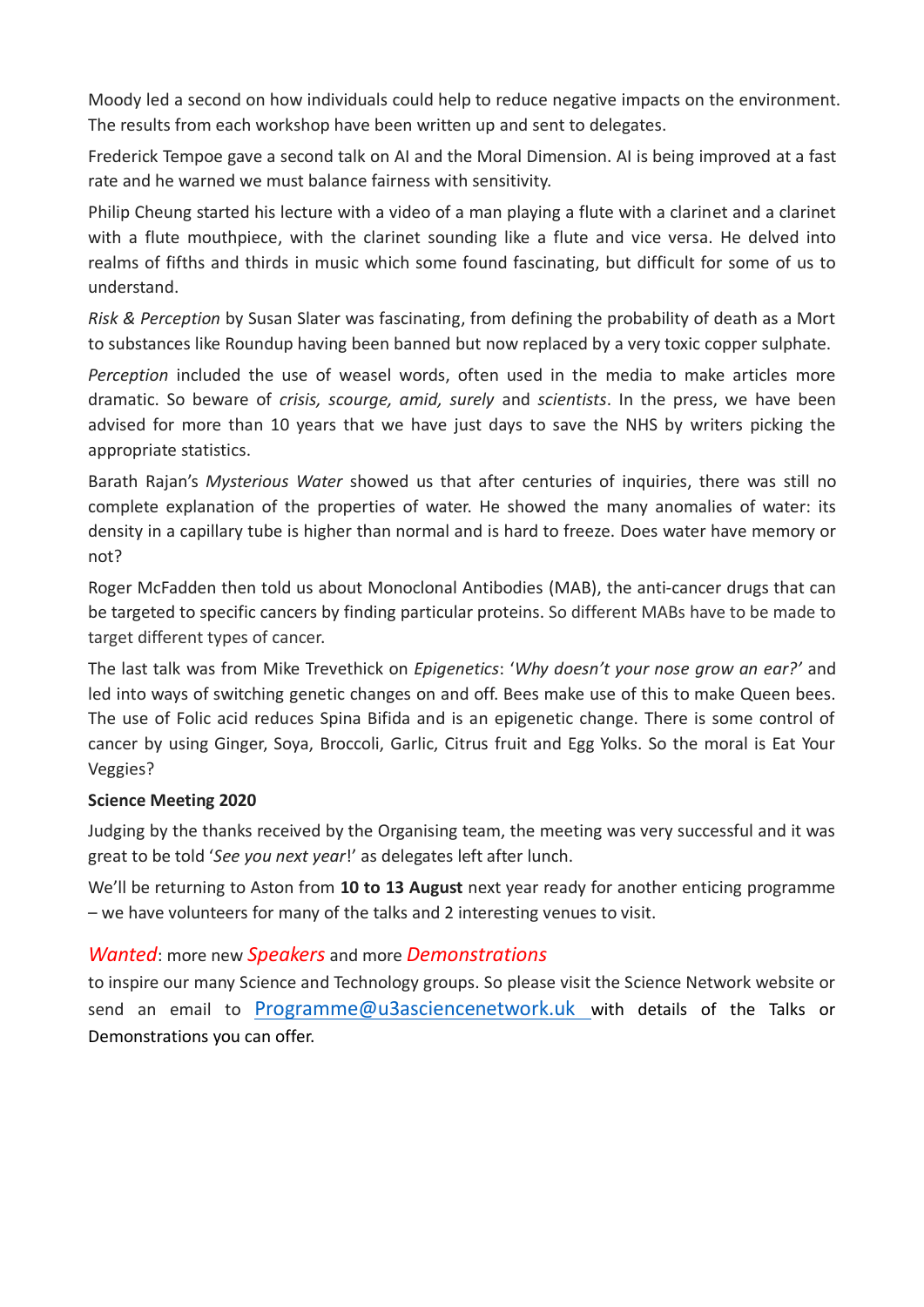Moody led a second on how individuals could help to reduce negative impacts on the environment. The results from each workshop have been written up and sent to delegates.

Frederick Tempoe gave a second talk on AI and the Moral Dimension. AI is being improved at a fast rate and he warned we must balance fairness with sensitivity.

Philip Cheung started his lecture with a video of a man playing a flute with a clarinet and a clarinet with a flute mouthpiece, with the clarinet sounding like a flute and vice versa. He delved into realms of fifths and thirds in music which some found fascinating, but difficult for some of us to understand.

*Risk & Perception* by Susan Slater was fascinating, from defining the probability of death as a Mort to substances like Roundup having been banned but now replaced by a very toxic copper sulphate.

*Perception* included the use of weasel words, often used in the media to make articles more dramatic. So beware of *crisis, scourge, amid, surely* and *scientists*. In the press, we have been advised for more than 10 years that we have just days to save the NHS by writers picking the appropriate statistics.

Barath Rajan's *Mysterious Water* showed us that after centuries of inquiries, there was still no complete explanation of the properties of water. He showed the many anomalies of water: its density in a capillary tube is higher than normal and is hard to freeze. Does water have memory or not?

Roger McFadden then told us about Monoclonal Antibodies (MAB), the anti-cancer drugs that can be targeted to specific cancers by finding particular proteins. So different MABs have to be made to target different types of cancer.

The last talk was from Mike Trevethick on *Epigenetics*: '*Why doesn't your nose grow an ear?*' and led into ways of switching genetic changes on and off. Bees make use of this to make Queen bees. The use of Folic acid reduces Spina Bifida and is an epigenetic change. There is some control of cancer by using Ginger, Soya, Broccoli, Garlic, Citrus fruit and Egg Yolks. So the moral is Eat Your Veggies?

**Science Meeting 2020**

Judging by the thanks received by the Organising team, the meeting was very successful and it was great to be told '*See you next year*!' as delegates left after lunch.

We'll be returning to Aston from **10 to 13 August** next year ready for another enticing programme – we have volunteers for many of the talks and 2 interesting venues to visit.

*Wanted*: more new *Speakers* and more *Demonstrations*

to inspire our many Science and Technology groups. So please visit the Science Network website or send an email to Programme@u3asciencenetwork.uk with details of the Talks or Demonstrations you can offer.